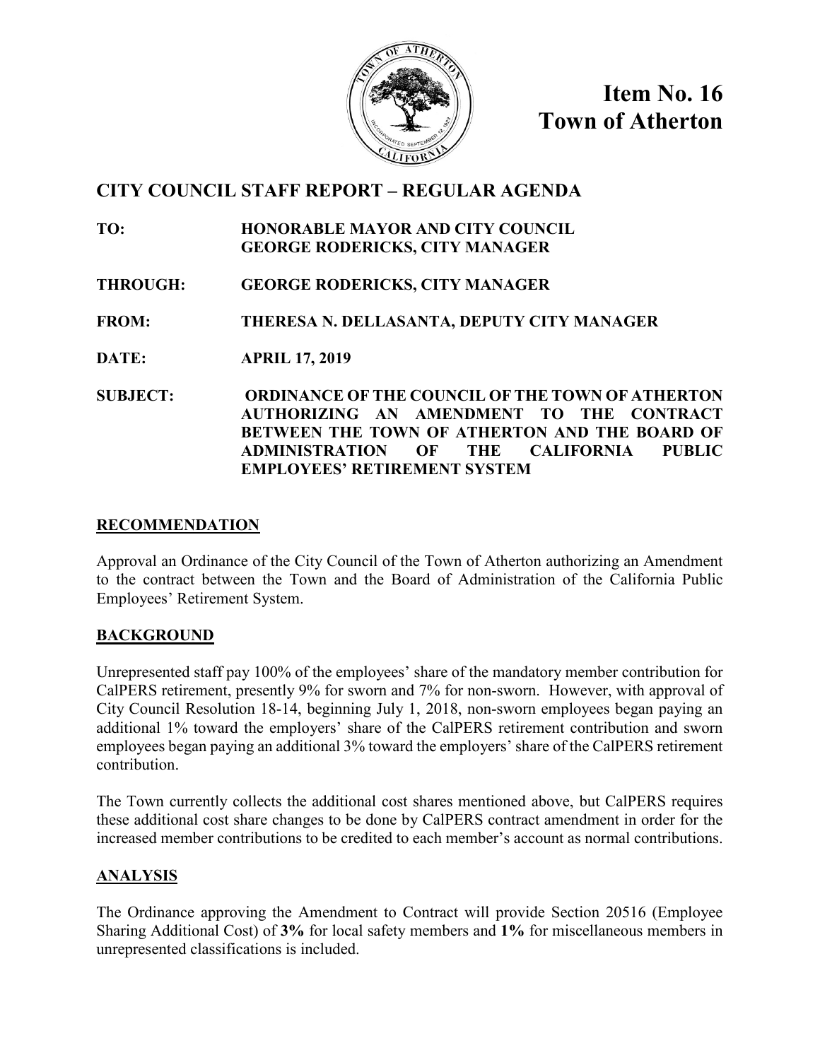**Item No. 16**
**Town of Atherton**

## CITY COUNCIL STAFF REPORT – REGULAR AGENDA

**TO:** HONORABLE MAYOR AND CITY COUNCIL
GEORGE RODERICKS, CITY MANAGER

**THROUGH:** GEORGE RODERICKS, CITY MANAGER

**FROM:** THERESA N. DELLASANTA, DEPUTY CITY MANAGER

**DATE:** APRIL 17, 2019

**SUBJECT:** ORDINANCE OF THE COUNCIL OF THE TOWN OF ATHERTON AUTHORIZING AN AMENDMENT TO THE CONTRACT BETWEEN THE TOWN OF ATHERTON AND THE BOARD OF ADMINISTRATION OF THE CALIFORNIA PUBLIC EMPLOYEES' RETIREMENT SYSTEM

### RECOMMENDATION

Approval an Ordinance of the City Council of the Town of Atherton authorizing an Amendment to the contract between the Town and the Board of Administration of the California Public Employees' Retirement System.

### BACKGROUND

Unrepresented staff pay 100% of the employees' share of the mandatory member contribution for CalPERS retirement, presently 9% for sworn and 7% for non-sworn. However, with approval of City Council Resolution 18-14, beginning July 1, 2018, non-sworn employees began paying an additional 1% toward the employers' share of the CalPERS retirement contribution and sworn employees began paying an additional 3% toward the employers' share of the CalPERS retirement contribution.

The Town currently collects the additional cost shares mentioned above, but CalPERS requires these additional cost share changes to be done by CalPERS contract amendment in order for the increased member contributions to be credited to each member's account as normal contributions.

### ANALYSIS

The Ordinance approving the Amendment to Contract will provide Section 20516 (Employee Sharing Additional Cost) of **3%** for local safety members and **1%** for miscellaneous members in unrepresented classifications is included.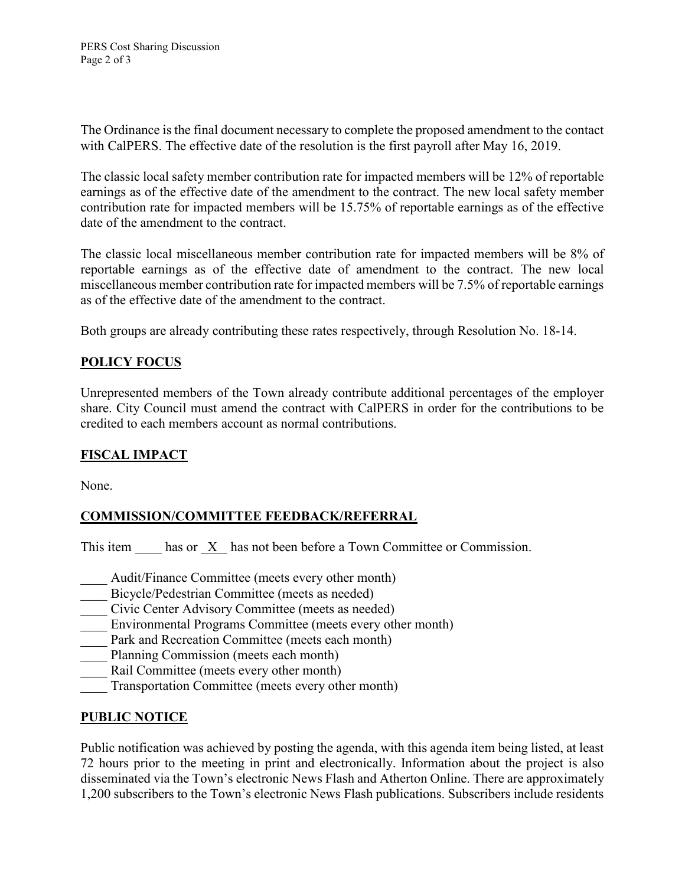The Ordinance is the final document necessary to complete the proposed amendment to the contact with CalPERS. The effective date of the resolution is the first payroll after May 16, 2019.

The classic local safety member contribution rate for impacted members will be 12% of reportable earnings as of the effective date of the amendment to the contract. The new local safety member contribution rate for impacted members will be 15.75% of reportable earnings as of the effective date of the amendment to the contract.

The classic local miscellaneous member contribution rate for impacted members will be 8% of reportable earnings as of the effective date of amendment to the contract. The new local miscellaneous member contribution rate for impacted members will be 7.5% of reportable earnings as of the effective date of the amendment to the contract.

Both groups are already contributing these rates respectively, through Resolution No. 18-14.

## POLICY FOCUS

Unrepresented members of the Town already contribute additional percentages of the employer share. City Council must amend the contract with CalPERS in order for the contributions to be credited to each members account as normal contributions.

## FISCAL IMPACT

None.

## COMMISSION/COMMITTEE FEEDBACK/REFERRAL

This item ____ has or _X_ has not been before a Town Committee or Commission.

____ Audit/Finance Committee (meets every other month)
____ Bicycle/Pedestrian Committee (meets as needed)
____ Civic Center Advisory Committee (meets as needed)
____ Environmental Programs Committee (meets every other month)
____ Park and Recreation Committee (meets each month)
____ Planning Commission (meets each month)
____ Rail Committee (meets every other month)
____ Transportation Committee (meets every other month)

## PUBLIC NOTICE

Public notification was achieved by posting the agenda, with this agenda item being listed, at least 72 hours prior to the meeting in print and electronically. Information about the project is also disseminated via the Town's electronic News Flash and Atherton Online. There are approximately 1,200 subscribers to the Town's electronic News Flash publications. Subscribers include residents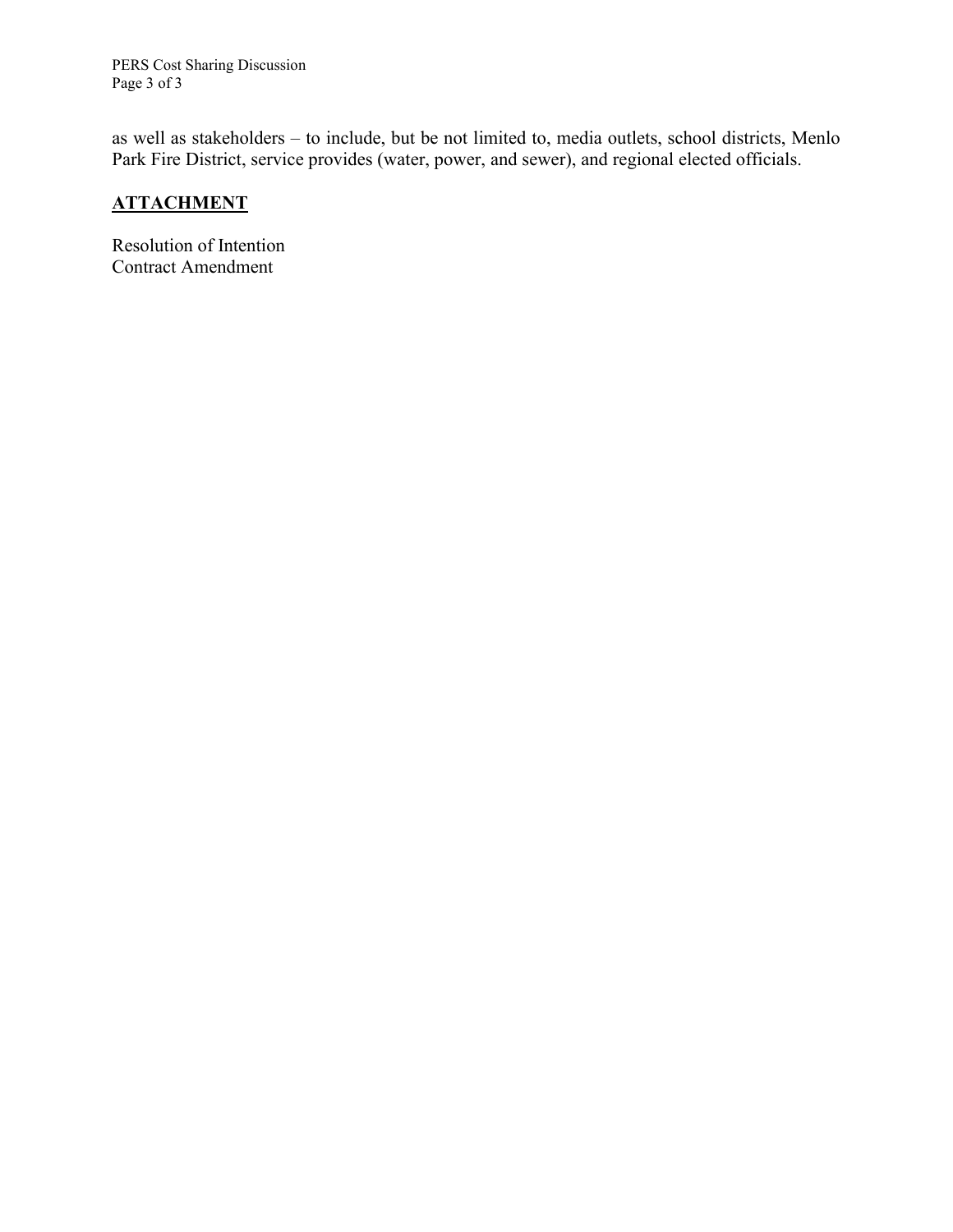as well as stakeholders – to include, but be not limited to, media outlets, school districts, Menlo Park Fire District, service provides (water, power, and sewer), and regional elected officials.

## ATTACHMENT

Resolution of Intention
Contract Amendment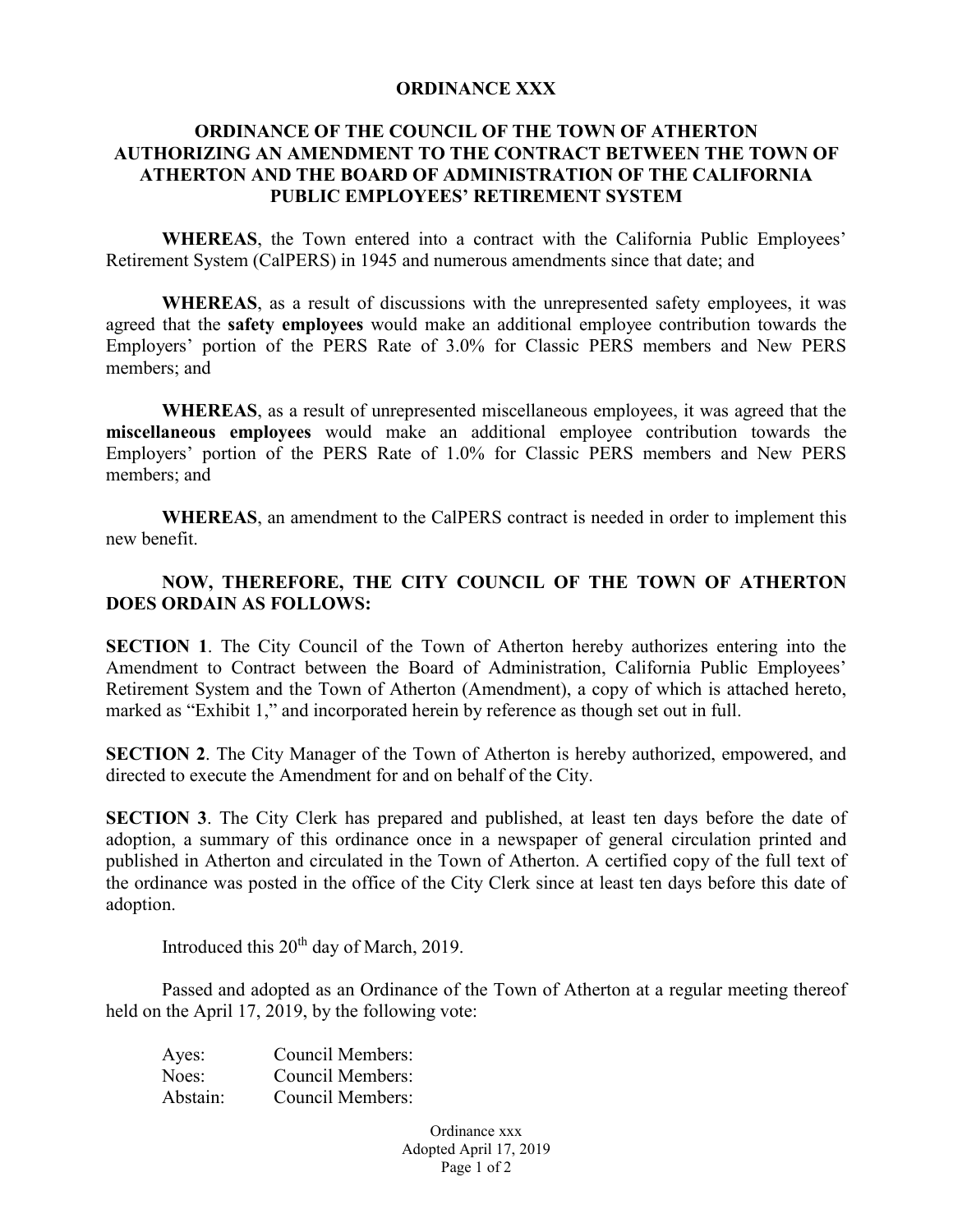# ORDINANCE XXX

## ORDINANCE OF THE COUNCIL OF THE TOWN OF ATHERTON AUTHORIZING AN AMENDMENT TO THE CONTRACT BETWEEN THE TOWN OF ATHERTON AND THE BOARD OF ADMINISTRATION OF THE CALIFORNIA PUBLIC EMPLOYEES' RETIREMENT SYSTEM

**WHEREAS**, the Town entered into a contract with the California Public Employees' Retirement System (CalPERS) in 1945 and numerous amendments since that date; and

**WHEREAS**, as a result of discussions with the unrepresented safety employees, it was agreed that the **safety employees** would make an additional employee contribution towards the Employers' portion of the PERS Rate of 3.0% for Classic PERS members and New PERS members; and

**WHEREAS**, as a result of unrepresented miscellaneous employees, it was agreed that the **miscellaneous employees** would make an additional employee contribution towards the Employers' portion of the PERS Rate of 1.0% for Classic PERS members and New PERS members; and

**WHEREAS**, an amendment to the CalPERS contract is needed in order to implement this new benefit.

**NOW, THEREFORE, THE CITY COUNCIL OF THE TOWN OF ATHERTON DOES ORDAIN AS FOLLOWS:**

**SECTION 1**. The City Council of the Town of Atherton hereby authorizes entering into the Amendment to Contract between the Board of Administration, California Public Employees' Retirement System and the Town of Atherton (Amendment), a copy of which is attached hereto, marked as "Exhibit 1," and incorporated herein by reference as though set out in full.

**SECTION 2**. The City Manager of the Town of Atherton is hereby authorized, empowered, and directed to execute the Amendment for and on behalf of the City.

**SECTION 3**. The City Clerk has prepared and published, at least ten days before the date of adoption, a summary of this ordinance once in a newspaper of general circulation printed and published in Atherton and circulated in the Town of Atherton. A certified copy of the full text of the ordinance was posted in the office of the City Clerk since at least ten days before this date of adoption.

Introduced this 20th day of March, 2019.

Passed and adopted as an Ordinance of the Town of Atherton at a regular meeting thereof held on the April 17, 2019, by the following vote:

Ayes: Council Members:
Noes: Council Members:
Abstain: Council Members:

Ordinance xxx
Adopted April 17, 2019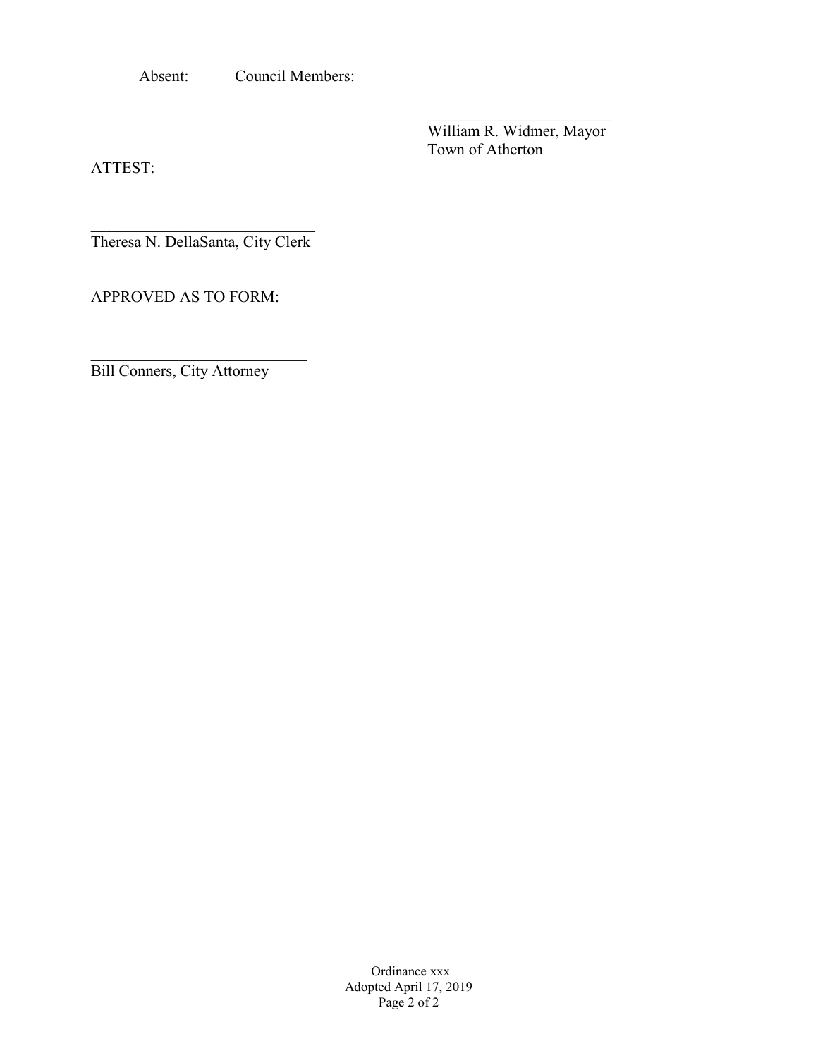Absent: Council Members:

\_\_\_\_\_\_\_\_\_\_\_\_\_\_\_\_\_\_\_\_\_\_\_\_
William R. Widmer, Mayor
Town of Atherton

ATTEST:

\_\_\_\_\_\_\_\_\_\_\_\_\_\_\_\_\_\_\_\_\_\_\_\_\_\_\_\_\_
Theresa N. DellaSanta, City Clerk

APPROVED AS TO FORM:

\_\_\_\_\_\_\_\_\_\_\_\_\_\_\_\_\_\_\_\_\_\_\_\_\_\_\_\_
Bill Conners, City Attorney

Ordinance xxx
Adopted April 17, 2019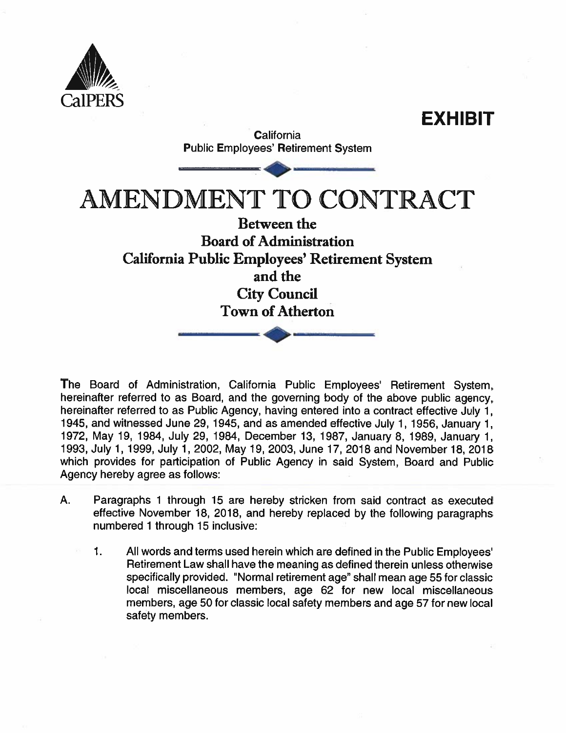CalPERS

**EXHIBIT**

California
Public Employees' Retirement System

# AMENDMENT TO CONTRACT

## Between the
## Board of Administration
## California Public Employees' Retirement System
## and the
## City Council
## Town of Atherton

The Board of Administration, California Public Employees' Retirement System, hereinafter referred to as Board, and the governing body of the above public agency, hereinafter referred to as Public Agency, having entered into a contract effective July 1, 1945, and witnessed June 29, 1945, and as amended effective July 1, 1956, January 1, 1972, May 19, 1984, July 29, 1984, December 13, 1987, January 8, 1989, January 1, 1993, July 1, 1999, July 1, 2002, May 19, 2003, June 17, 2018 and November 18, 2018 which provides for participation of Public Agency in said System, Board and Public Agency hereby agree as follows:

A. Paragraphs 1 through 15 are hereby stricken from said contract as executed effective November 18, 2018, and hereby replaced by the following paragraphs numbered 1 through 15 inclusive:

   1. All words and terms used herein which are defined in the Public Employees' Retirement Law shall have the meaning as defined therein unless otherwise specifically provided. "Normal retirement age" shall mean age 55 for classic local miscellaneous members, age 62 for new local miscellaneous members, age 50 for classic local safety members and age 57 for new local safety members.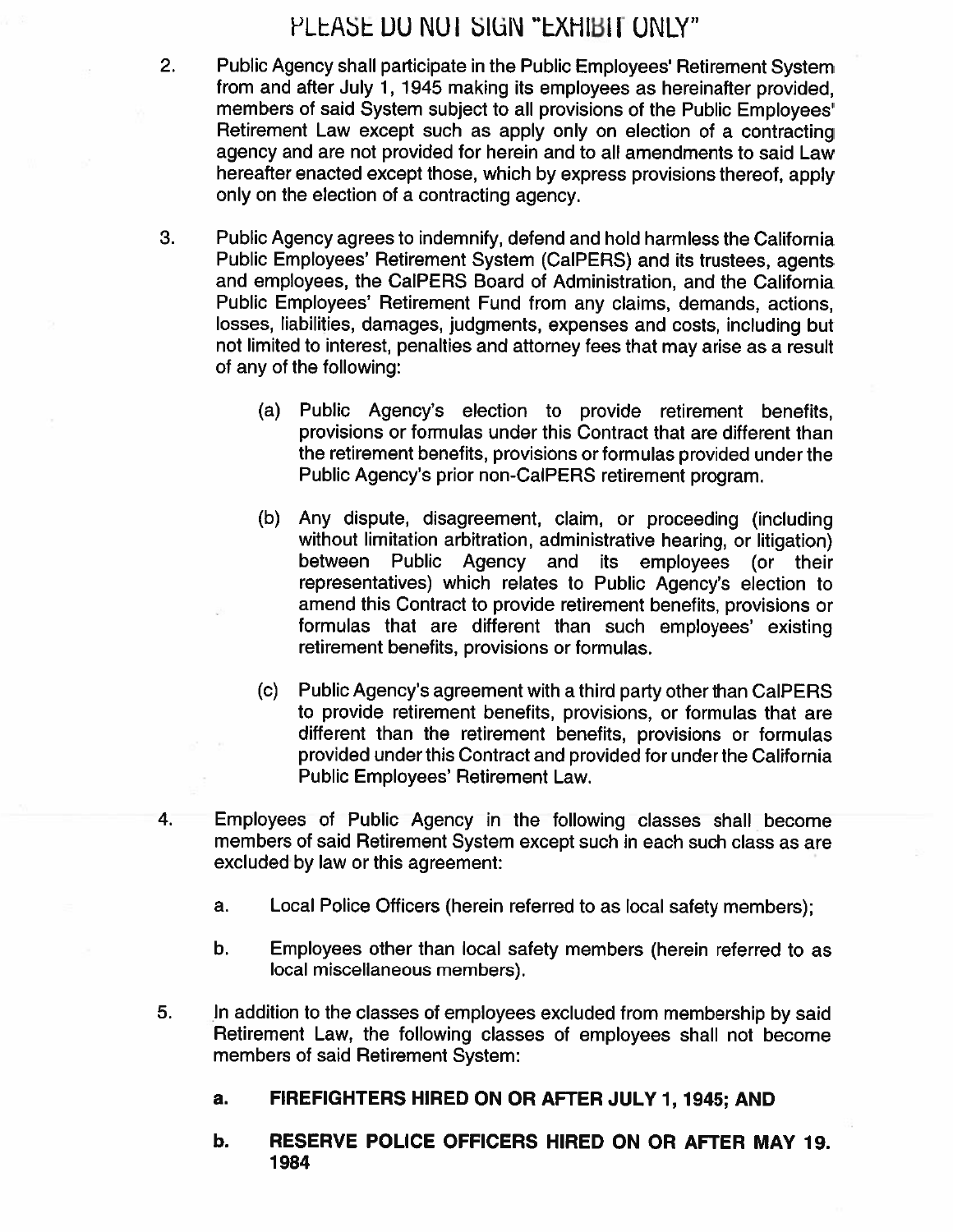PLEASE DO NOT SIGN "EXHIBIT ONLY"

2. Public Agency shall participate in the Public Employees' Retirement System from and after July 1, 1945 making its employees as hereinafter provided, members of said System subject to all provisions of the Public Employees' Retirement Law except such as apply only on election of a contracting agency and are not provided for herein and to all amendments to said Law hereafter enacted except those, which by express provisions thereof, apply only on the election of a contracting agency.

3. Public Agency agrees to indemnify, defend and hold harmless the California Public Employees' Retirement System (CalPERS) and its trustees, agents and employees, the CalPERS Board of Administration, and the California Public Employees' Retirement Fund from any claims, demands, actions, losses, liabilities, damages, judgments, expenses and costs, including but not limited to interest, penalties and attorney fees that may arise as a result of any of the following:

   (a) Public Agency's election to provide retirement benefits, provisions or formulas under this Contract that are different than the retirement benefits, provisions or formulas provided under the Public Agency's prior non-CalPERS retirement program.

   (b) Any dispute, disagreement, claim, or proceeding (including without limitation arbitration, administrative hearing, or litigation) between Public Agency and its employees (or their representatives) which relates to Public Agency's election to amend this Contract to provide retirement benefits, provisions or formulas that are different than such employees' existing retirement benefits, provisions or formulas.

   (c) Public Agency's agreement with a third party other than CalPERS to provide retirement benefits, provisions, or formulas that are different than the retirement benefits, provisions or formulas provided under this Contract and provided for under the California Public Employees' Retirement Law.

4. Employees of Public Agency in the following classes shall become members of said Retirement System except such in each such class as are excluded by law or this agreement:

   a. Local Police Officers (herein referred to as local safety members);

   b. Employees other than local safety members (herein referred to as local miscellaneous members).

5. In addition to the classes of employees excluded from membership by said Retirement Law, the following classes of employees shall not become members of said Retirement System:

   **a. FIREFIGHTERS HIRED ON OR AFTER JULY 1, 1945; AND**

   **b. RESERVE POLICE OFFICERS HIRED ON OR AFTER MAY 19. 1984**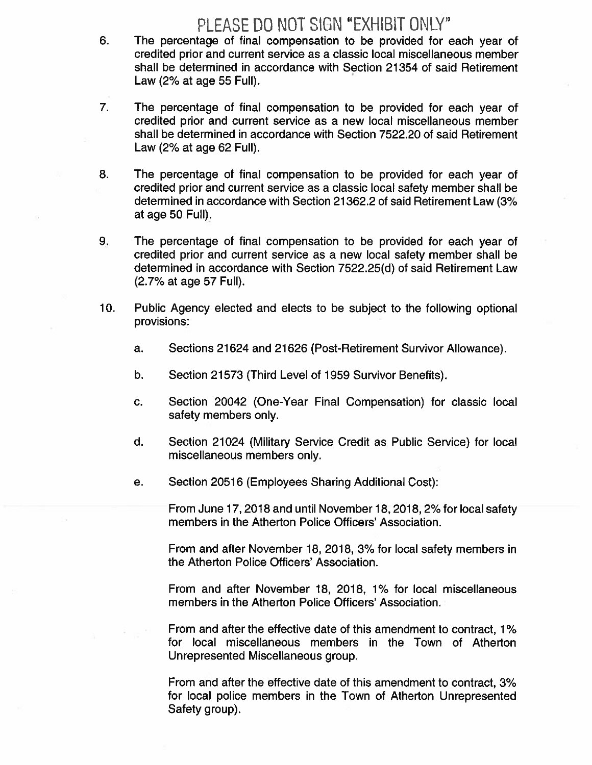PLEASE DO NOT SIGN "EXHIBIT ONLY"

6. The percentage of final compensation to be provided for each year of credited prior and current service as a classic local miscellaneous member shall be determined in accordance with Section 21354 of said Retirement Law (2% at age 55 Full).

7. The percentage of final compensation to be provided for each year of credited prior and current service as a new local miscellaneous member shall be determined in accordance with Section 7522.20 of said Retirement Law (2% at age 62 Full).

8. The percentage of final compensation to be provided for each year of credited prior and current service as a classic local safety member shall be determined in accordance with Section 21362.2 of said Retirement Law (3% at age 50 Full).

9. The percentage of final compensation to be provided for each year of credited prior and current service as a new local safety member shall be determined in accordance with Section 7522.25(d) of said Retirement Law (2.7% at age 57 Full).

10. Public Agency elected and elects to be subject to the following optional provisions:

    a. Sections 21624 and 21626 (Post-Retirement Survivor Allowance).

    b. Section 21573 (Third Level of 1959 Survivor Benefits).

    c. Section 20042 (One-Year Final Compensation) for classic local safety members only.

    d. Section 21024 (Military Service Credit as Public Service) for local miscellaneous members only.

    e. Section 20516 (Employees Sharing Additional Cost):

       From June 17, 2018 and until November 18, 2018, 2% for local safety members in the Atherton Police Officers' Association.

       From and after November 18, 2018, 3% for local safety members in the Atherton Police Officers' Association.

       From and after November 18, 2018, 1% for local miscellaneous members in the Atherton Police Officers' Association.

       From and after the effective date of this amendment to contract, 1% for local miscellaneous members in the Town of Atherton Unrepresented Miscellaneous group.

       From and after the effective date of this amendment to contract, 3% for local police members in the Town of Atherton Unrepresented Safety group).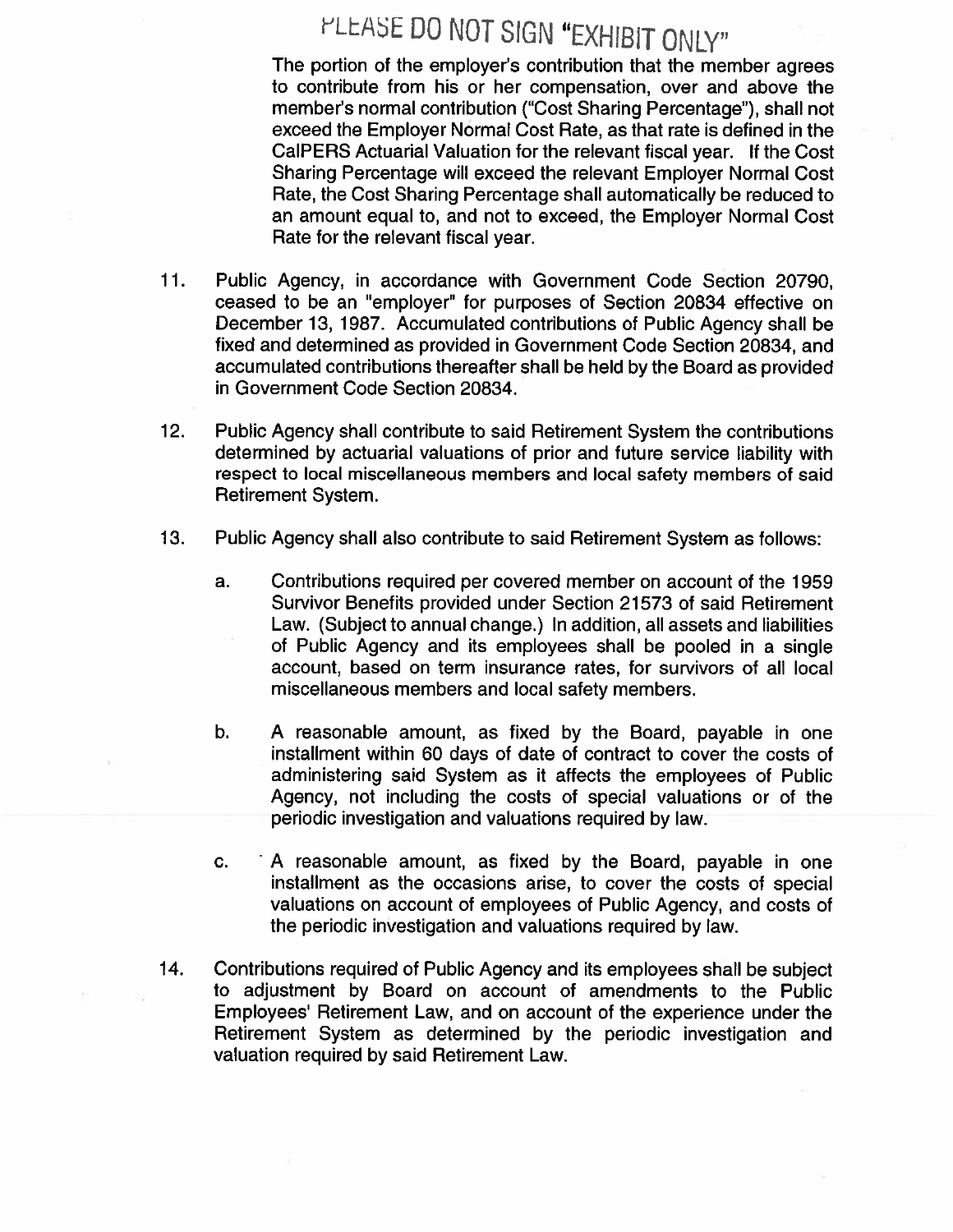PLEASE DO NOT SIGN "EXHIBIT ONLY"

The portion of the employer's contribution that the member agrees to contribute from his or her compensation, over and above the member's normal contribution ("Cost Sharing Percentage"), shall not exceed the Employer Normal Cost Rate, as that rate is defined in the CalPERS Actuarial Valuation for the relevant fiscal year. If the Cost Sharing Percentage will exceed the relevant Employer Normal Cost Rate, the Cost Sharing Percentage shall automatically be reduced to an amount equal to, and not to exceed, the Employer Normal Cost Rate for the relevant fiscal year.

11. Public Agency, in accordance with Government Code Section 20790, ceased to be an "employer" for purposes of Section 20834 effective on December 13, 1987. Accumulated contributions of Public Agency shall be fixed and determined as provided in Government Code Section 20834, and accumulated contributions thereafter shall be held by the Board as provided in Government Code Section 20834.

12. Public Agency shall contribute to said Retirement System the contributions determined by actuarial valuations of prior and future service liability with respect to local miscellaneous members and local safety members of said Retirement System.

13. Public Agency shall also contribute to said Retirement System as follows:

    a. Contributions required per covered member on account of the 1959 Survivor Benefits provided under Section 21573 of said Retirement Law. (Subject to annual change.) In addition, all assets and liabilities of Public Agency and its employees shall be pooled in a single account, based on term insurance rates, for survivors of all local miscellaneous members and local safety members.

    b. A reasonable amount, as fixed by the Board, payable in one installment within 60 days of date of contract to cover the costs of administering said System as it affects the employees of Public Agency, not including the costs of special valuations or of the periodic investigation and valuations required by law.

    c. A reasonable amount, as fixed by the Board, payable in one installment as the occasions arise, to cover the costs of special valuations on account of employees of Public Agency, and costs of the periodic investigation and valuations required by law.

14. Contributions required of Public Agency and its employees shall be subject to adjustment by Board on account of amendments to the Public Employees' Retirement Law, and on account of the experience under the Retirement System as determined by the periodic investigation and valuation required by said Retirement Law.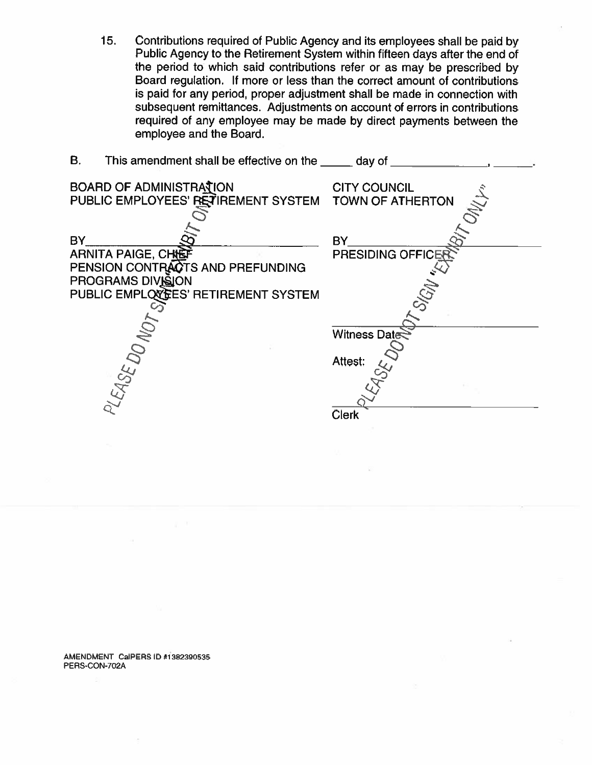15. Contributions required of Public Agency and its employees shall be paid by Public Agency to the Retirement System within fifteen days after the end of the period to which said contributions refer or as may be prescribed by Board regulation. If more or less than the correct amount of contributions is paid for any period, proper adjustment shall be made in connection with subsequent remittances. Adjustments on account of errors in contributions required of any employee may be made by direct payments between the employee and the Board.

B. This amendment shall be effective on the _____ day of ______________, ______.

BOARD OF ADMINISTRATION
PUBLIC EMPLOYEES' RETIREMENT SYSTEM

BY_______________________________
ARNITA PAIGE, CHIEF
PENSION CONTRACTS AND PREFUNDING PROGRAMS DIVISION
PUBLIC EMPLOYEES' RETIREMENT SYSTEM

PLEASE DO NOT SIGN "EXHIBIT ONLY"

CITY COUNCIL
TOWN OF ATHERTON

BY_______________________________
PRESIDING OFFICER

_______________________________
Witness Date

Attest:

_______________________________
Clerk

PLEASE DO NOT SIGN "EXHIBIT ONLY"

AMENDMENT CalPERS ID #1382390535
PERS-CON-702A